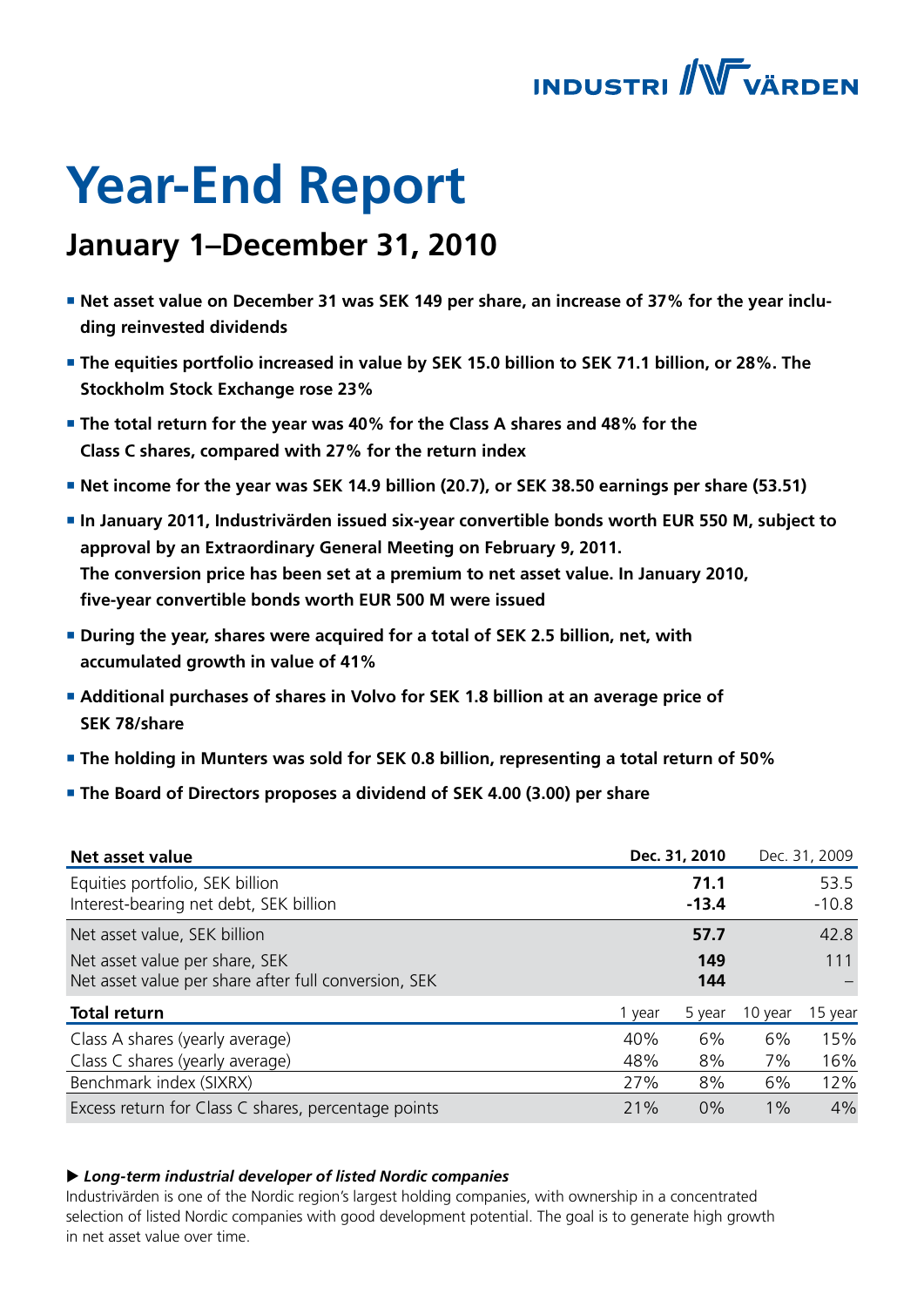# Year-End Report

## January 1–December 31, 2010

- **Net asset value on December 31 was SEK 149 per share, an increase of 37% for the year including reinvested dividends**
- **The equities portfolio increased in value by SEK 15.0 billion to SEK 71.1 billion, or 28%. The Stockholm Stock Exchange rose 23%**
- **The total return for the year was 40% for the Class A shares and 48% for the Class C shares, compared with 27% for the return index**
- **Net income for the year was SEK 14.9 billion (20.7), or SEK 38.50 earnings per share (53.51)**
- **In January 2011, Industrivärden issued six-year convertible bonds worth EUR 550 M, subject to approval by an Extraordinary General Meeting on February 9, 2011. The conversion price has been set at a premium to net asset value. In January 2010, five-year convertible bonds worth EUR 500 M were issued**
- **During the year, shares were acquired for a total of SEK 2.5 billion, net, with accumulated growth in value of 41%**
- **Additional purchases of shares in Volvo for SEK 1.8 billion at an average price of SEK 78/share**
- **The holding in Munters was sold for SEK 0.8 billion, representing a total return of 50%**
- **The Board of Directors proposes a dividend of SEK 4.00 (3.00) per share**

| **Net asset value** | **Dec. 31, 2010** | Dec. 31, 2009 |
|---|---|---|
| Equities portfolio, SEK billion | **71.1** | 53.5 |
| Interest-bearing net debt, SEK billion | **-13.4** | -10.8 |
| Net asset value, SEK billion | **57.7** | 42.8 |
| Net asset value per share, SEK | **149** | 111 |
| Net asset value per share after full conversion, SEK | **144** | – |

| **Total return** | 1 year | 5 year | 10 year | 15 year |
|---|---|---|---|---|
| Class A shares (yearly average) | 40% | 6% | 6% | 15% |
| Class C shares (yearly average) | 48% | 8% | 7% | 16% |
| Benchmark index (SIXRX) | 27% | 8% | 6% | 12% |
| Excess return for Class C shares, percentage points | 21% | 0% | 1% | 4% |

▶ ***Long-term industrial developer of listed Nordic companies***

Industrivärden is one of the Nordic region's largest holding companies, with ownership in a concentrated selection of listed Nordic companies with good development potential. The goal is to generate high growth in net asset value over time.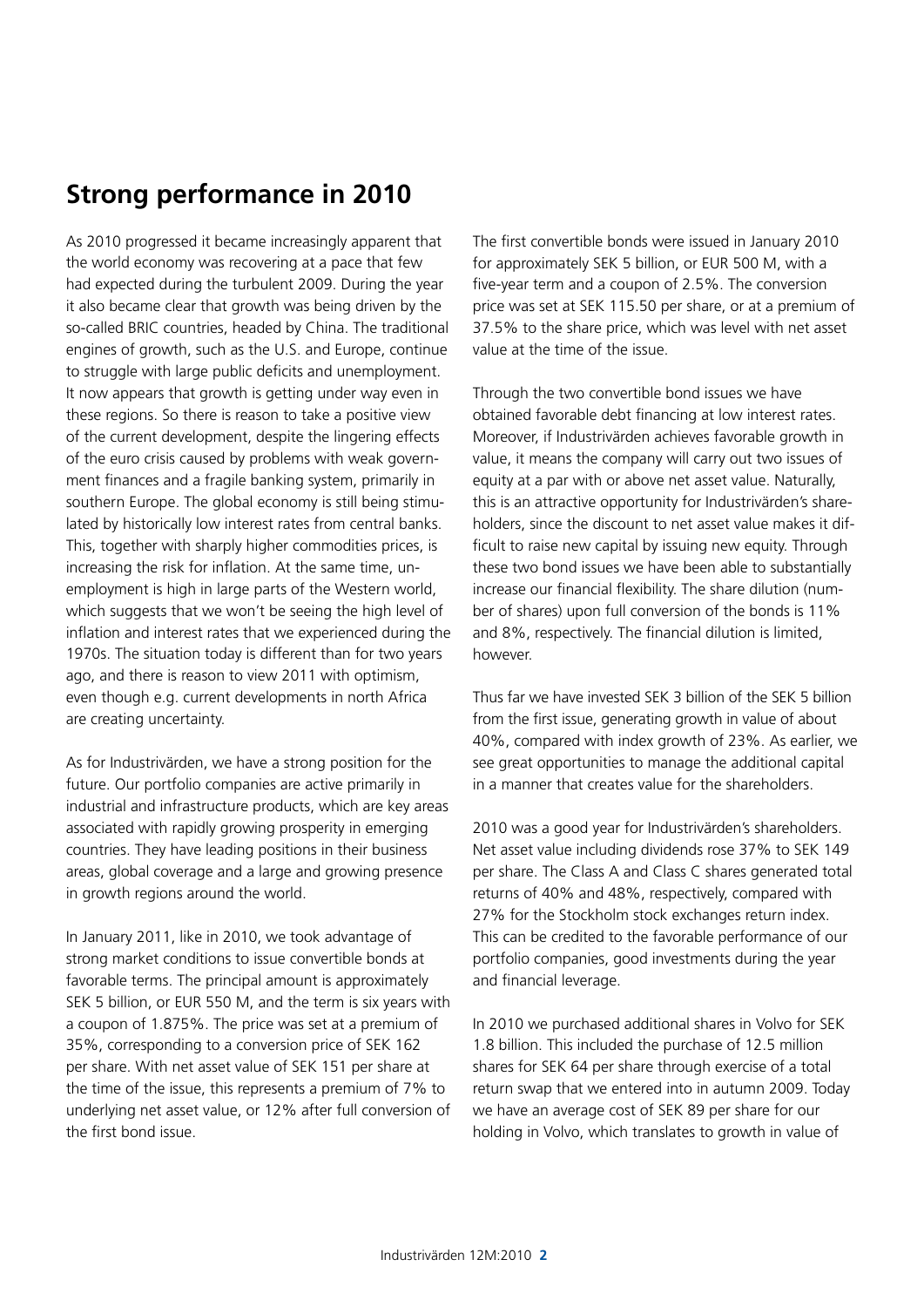## Strong performance in 2010

As 2010 progressed it became increasingly apparent that the world economy was recovering at a pace that few had expected during the turbulent 2009. During the year it also became clear that growth was being driven by the so-called BRIC countries, headed by China. The traditional engines of growth, such as the U.S. and Europe, continue to struggle with large public deficits and unemployment. It now appears that growth is getting under way even in these regions. So there is reason to take a positive view of the current development, despite the lingering effects of the euro crisis caused by problems with weak government finances and a fragile banking system, primarily in southern Europe. The global economy is still being stimulated by historically low interest rates from central banks. This, together with sharply higher commodities prices, is increasing the risk for inflation. At the same time, unemployment is high in large parts of the Western world, which suggests that we won't be seeing the high level of inflation and interest rates that we experienced during the 1970s. The situation today is different than for two years ago, and there is reason to view 2011 with optimism, even though e.g. current developments in north Africa are creating uncertainty.

As for Industrivärden, we have a strong position for the future. Our portfolio companies are active primarily in industrial and infrastructure products, which are key areas associated with rapidly growing prosperity in emerging countries. They have leading positions in their business areas, global coverage and a large and growing presence in growth regions around the world.

In January 2011, like in 2010, we took advantage of strong market conditions to issue convertible bonds at favorable terms. The principal amount is approximately SEK 5 billion, or EUR 550 M, and the term is six years with a coupon of 1.875%. The price was set at a premium of 35%, corresponding to a conversion price of SEK 162 per share. With net asset value of SEK 151 per share at the time of the issue, this represents a premium of 7% to underlying net asset value, or 12% after full conversion of the first bond issue.

The first convertible bonds were issued in January 2010 for approximately SEK 5 billion, or EUR 500 M, with a five-year term and a coupon of 2.5%. The conversion price was set at SEK 115.50 per share, or at a premium of 37.5% to the share price, which was level with net asset value at the time of the issue.

Through the two convertible bond issues we have obtained favorable debt financing at low interest rates. Moreover, if Industrivärden achieves favorable growth in value, it means the company will carry out two issues of equity at a par with or above net asset value. Naturally, this is an attractive opportunity for Industrivärden's shareholders, since the discount to net asset value makes it difficult to raise new capital by issuing new equity. Through these two bond issues we have been able to substantially increase our financial flexibility. The share dilution (number of shares) upon full conversion of the bonds is 11% and 8%, respectively. The financial dilution is limited, however.

Thus far we have invested SEK 3 billion of the SEK 5 billion from the first issue, generating growth in value of about 40%, compared with index growth of 23%. As earlier, we see great opportunities to manage the additional capital in a manner that creates value for the shareholders.

2010 was a good year for Industrivärden's shareholders. Net asset value including dividends rose 37% to SEK 149 per share. The Class A and Class C shares generated total returns of 40% and 48%, respectively, compared with 27% for the Stockholm stock exchanges return index. This can be credited to the favorable performance of our portfolio companies, good investments during the year and financial leverage.

In 2010 we purchased additional shares in Volvo for SEK 1.8 billion. This included the purchase of 12.5 million shares for SEK 64 per share through exercise of a total return swap that we entered into in autumn 2009. Today we have an average cost of SEK 89 per share for our holding in Volvo, which translates to growth in value of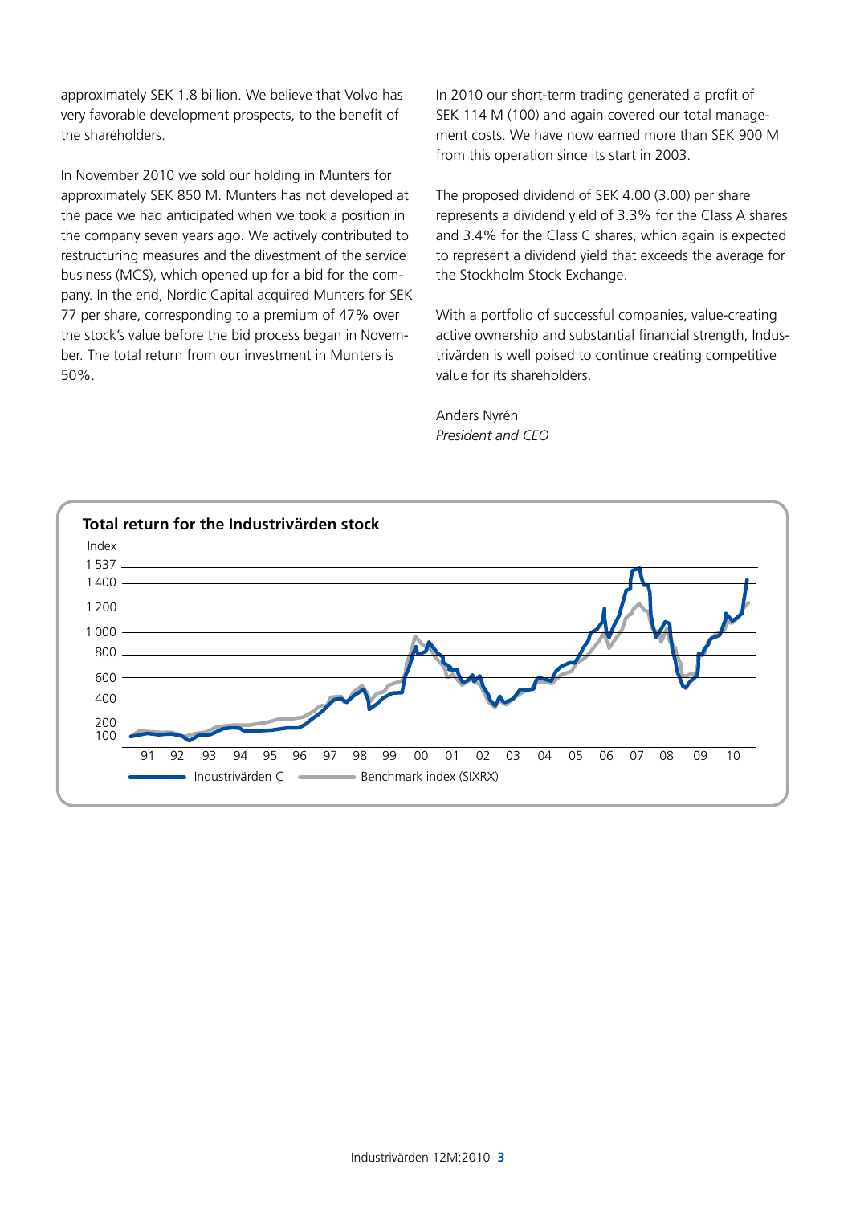approximately SEK 1.8 billion. We believe that Volvo has very favorable development prospects, to the benefit of the shareholders.

In November 2010 we sold our holding in Munters for approximately SEK 850 M. Munters has not developed at the pace we had anticipated when we took a position in the company seven years ago. We actively contributed to restructuring measures and the divestment of the service business (MCS), which opened up for a bid for the company. In the end, Nordic Capital acquired Munters for SEK 77 per share, corresponding to a premium of 47% over the stock's value before the bid process began in November. The total return from our investment in Munters is 50%.

In 2010 our short-term trading generated a profit of SEK 114 M (100) and again covered our total management costs. We have now earned more than SEK 900 M from this operation since its start in 2003.

The proposed dividend of SEK 4.00 (3.00) per share represents a dividend yield of 3.3% for the Class A shares and 3.4% for the Class C shares, which again is expected to represent a dividend yield that exceeds the average for the Stockholm Stock Exchange.

With a portfolio of successful companies, value-creating active ownership and substantial financial strength, Industrivärden is well poised to continue creating competitive value for its shareholders.

Anders Nyrén
*President and CEO*

**Total return for the Industrivärden stock**

Index: 100, 200, 400, 600, 800, 1 000, 1 200, 1 400, 1 537

91 92 93 94 95 96 97 98 99 00 01 02 03 04 05 06 07 08 09 10

Industrivärden C — Benchmark index (SIXRX)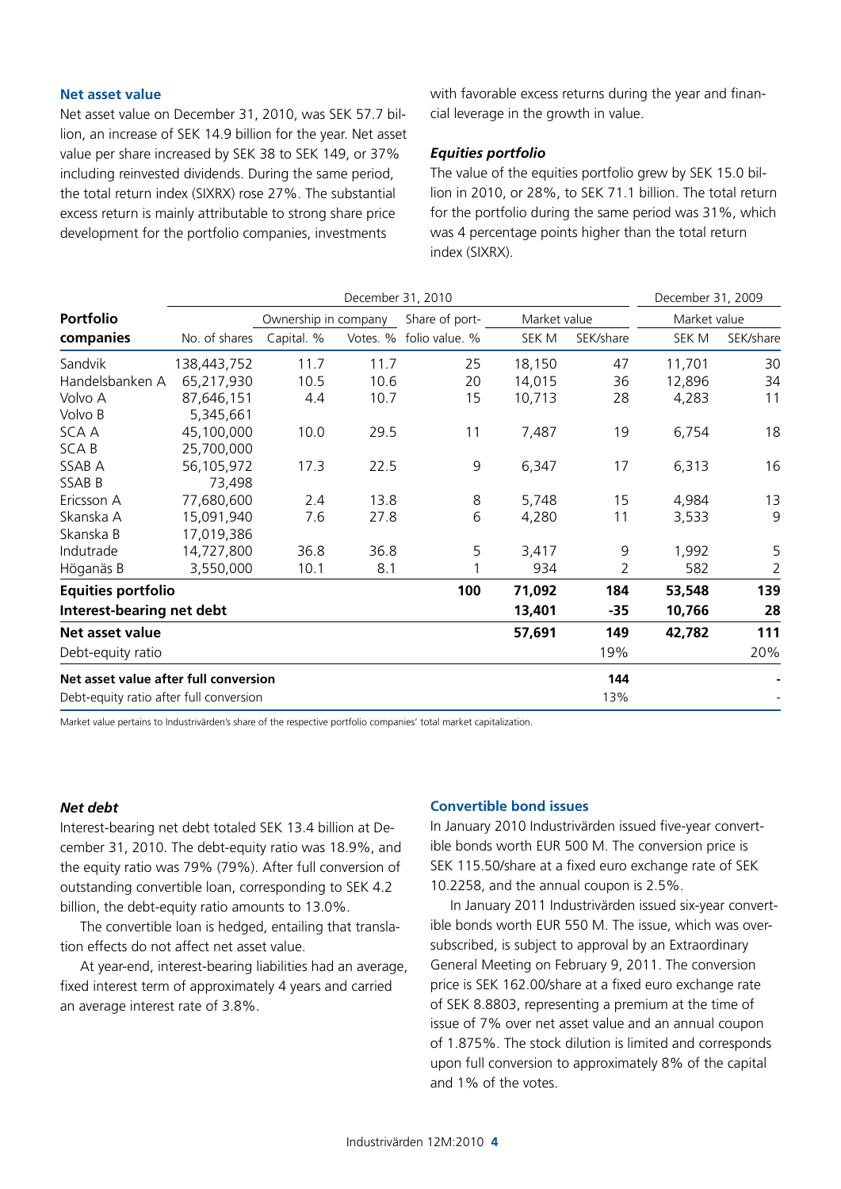### Net asset value

Net asset value on December 31, 2010, was SEK 57.7 billion, an increase of SEK 14.9 billion for the year. Net asset value per share increased by SEK 38 to SEK 149, or 37% including reinvested dividends. During the same period, the total return index (SIXRX) rose 27%. The substantial excess return is mainly attributable to strong share price development for the portfolio companies, investments with favorable excess returns during the year and financial leverage in the growth in value.

### *Equities portfolio*

The value of the equities portfolio grew by SEK 15.0 billion in 2010, or 28%, to SEK 71.1 billion. The total return for the portfolio during the same period was 31%, which was 4 percentage points higher than the total return index (SIXRX).

| Portfolio companies | December 31, 2010 | | | | | | December 31, 2009 | |
|---|---|---|---|---|---|---|---|---|
| | | Ownership in company | | Share of portfolio value. % | Market value | | Market value | |
| | No. of shares | Capital. % | Votes. % | | SEK M | SEK/share | SEK M | SEK/share |
| Sandvik | 138,443,752 | 11.7 | 11.7 | 25 | 18,150 | 47 | 11,701 | 30 |
| Handelsbanken A | 65,217,930 | 10.5 | 10.6 | 20 | 14,015 | 36 | 12,896 | 34 |
| Volvo A | 87,646,151 | 4.4 | 10.7 | 15 | 10,713 | 28 | 4,283 | 11 |
| Volvo B | 5,345,661 | | | | | | | |
| SCA A | 45,100,000 | 10.0 | 29.5 | 11 | 7,487 | 19 | 6,754 | 18 |
| SCA B | 25,700,000 | | | | | | | |
| SSAB A | 56,105,972 | 17.3 | 22.5 | 9 | 6,347 | 17 | 6,313 | 16 |
| SSAB B | 73,498 | | | | | | | |
| Ericsson A | 77,680,600 | 2.4 | 13.8 | 8 | 5,748 | 15 | 4,984 | 13 |
| Skanska A | 15,091,940 | 7.6 | 27.8 | 6 | 4,280 | 11 | 3,533 | 9 |
| Skanska B | 17,019,386 | | | | | | | |
| Indutrade | 14,727,800 | 36.8 | 36.8 | 5 | 3,417 | 9 | 1,992 | 5 |
| Höganäs B | 3,550,000 | 10.1 | 8.1 | 1 | 934 | 2 | 582 | 2 |
| **Equities portfolio** | | | | **100** | **71,092** | **184** | **53,548** | **139** |
| **Interest-bearing net debt** | | | | | **13,401** | **-35** | **10,766** | **28** |
| **Net asset value** | | | | | **57,691** | **149** | **42,782** | **111** |
| Debt-equity ratio | | | | | | 19% | | 20% |
| **Net asset value after full conversion** | | | | | | **144** | | **-** |
| Debt-equity ratio after full conversion | | | | | | 13% | | - |

Market value pertains to Industrivärden's share of the respective portfolio companies' total market capitalization.

### *Net debt*

Interest-bearing net debt totaled SEK 13.4 billion at December 31, 2010. The debt-equity ratio was 18.9%, and the equity ratio was 79% (79%). After full conversion of outstanding convertible loan, corresponding to SEK 4.2 billion, the debt-equity ratio amounts to 13.0%.

The convertible loan is hedged, entailing that translation effects do not affect net asset value.

At year-end, interest-bearing liabilities had an average, fixed interest term of approximately 4 years and carried an average interest rate of 3.8%.

### Convertible bond issues

In January 2010 Industrivärden issued five-year convertible bonds worth EUR 500 M. The conversion price is SEK 115.50/share at a fixed euro exchange rate of SEK 10.2258, and the annual coupon is 2.5%.

In January 2011 Industrivärden issued six-year convertible bonds worth EUR 550 M. The issue, which was oversubscribed, is subject to approval by an Extraordinary General Meeting on February 9, 2011. The conversion price is SEK 162.00/share at a fixed euro exchange rate of SEK 8.8803, representing a premium at the time of issue of 7% over net asset value and an annual coupon of 1.875%. The stock dilution is limited and corresponds upon full conversion to approximately 8% of the capital and 1% of the votes.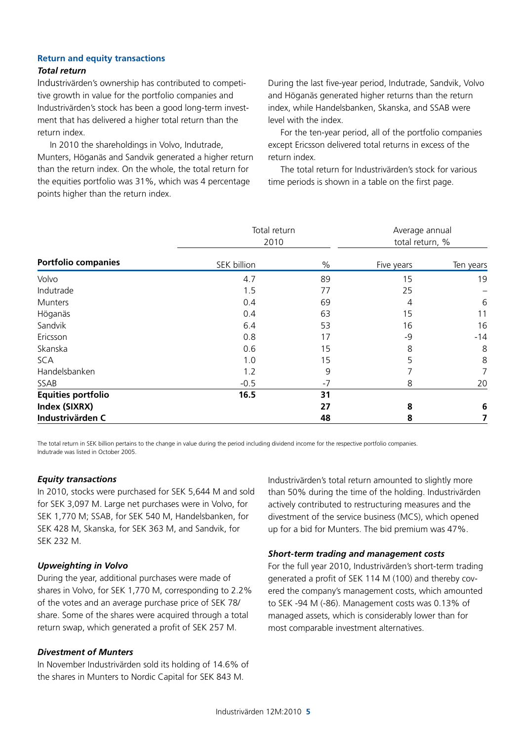## Return and equity transactions

### *Total return*

Industrivärden's ownership has contributed to competitive growth in value for the portfolio companies and Industrivärden's stock has been a good long-term investment that has delivered a higher total return than the return index.

In 2010 the shareholdings in Volvo, Indutrade, Munters, Höganäs and Sandvik generated a higher return than the return index. On the whole, the total return for the equities portfolio was 31%, which was 4 percentage points higher than the return index.

During the last five-year period, Indutrade, Sandvik, Volvo and Höganäs generated higher returns than the return index, while Handelsbanken, Skanska, and SSAB were level with the index.

For the ten-year period, all of the portfolio companies except Ericsson delivered total returns in excess of the return index.

The total return for Industrivärden's stock for various time periods is shown in a table on the first page.

| | Total return 2010 | | Average annual total return, % | |
|---|---|---|---|---|
| **Portfolio companies** | SEK billion | % | Five years | Ten years |
| Volvo | 4.7 | 89 | 15 | 19 |
| Indutrade | 1.5 | 77 | 25 | – |
| Munters | 0.4 | 69 | 4 | 6 |
| Höganäs | 0.4 | 63 | 15 | 11 |
| Sandvik | 6.4 | 53 | 16 | 16 |
| Ericsson | 0.8 | 17 | -9 | -14 |
| Skanska | 0.6 | 15 | 8 | 8 |
| SCA | 1.0 | 15 | 5 | 8 |
| Handelsbanken | 1.2 | 9 | 7 | 7 |
| SSAB | -0.5 | -7 | 8 | 20 |
| **Equities portfolio** | **16.5** | **31** | | |
| **Index (SIXRX)** | | **27** | **8** | **6** |
| **Industrivärden C** | | **48** | **8** | **7** |

The total return in SEK billion pertains to the change in value during the period including dividend income for the respective portfolio companies.
Indutrade was listed in October 2005.

### *Equity transactions*

In 2010, stocks were purchased for SEK 5,644 M and sold for SEK 3,097 M. Large net purchases were in Volvo, for SEK 1,770 M; SSAB, for SEK 540 M, Handelsbanken, for SEK 428 M, Skanska, for SEK 363 M, and Sandvik, for SEK 232 M.

### *Upweighting in Volvo*

During the year, additional purchases were made of shares in Volvo, for SEK 1,770 M, corresponding to 2.2% of the votes and an average purchase price of SEK 78/share. Some of the shares were acquired through a total return swap, which generated a profit of SEK 257 M.

### *Divestment of Munters*

In November Industrivärden sold its holding of 14.6% of the shares in Munters to Nordic Capital for SEK 843 M. Industrivärden's total return amounted to slightly more than 50% during the time of the holding. Industrivärden actively contributed to restructuring measures and the divestment of the service business (MCS), which opened up for a bid for Munters. The bid premium was 47%.

### *Short-term trading and management costs*

For the full year 2010, Industrivärden's short-term trading generated a profit of SEK 114 M (100) and thereby covered the company's management costs, which amounted to SEK -94 M (-86). Management costs was 0.13% of managed assets, which is considerably lower than for most comparable investment alternatives.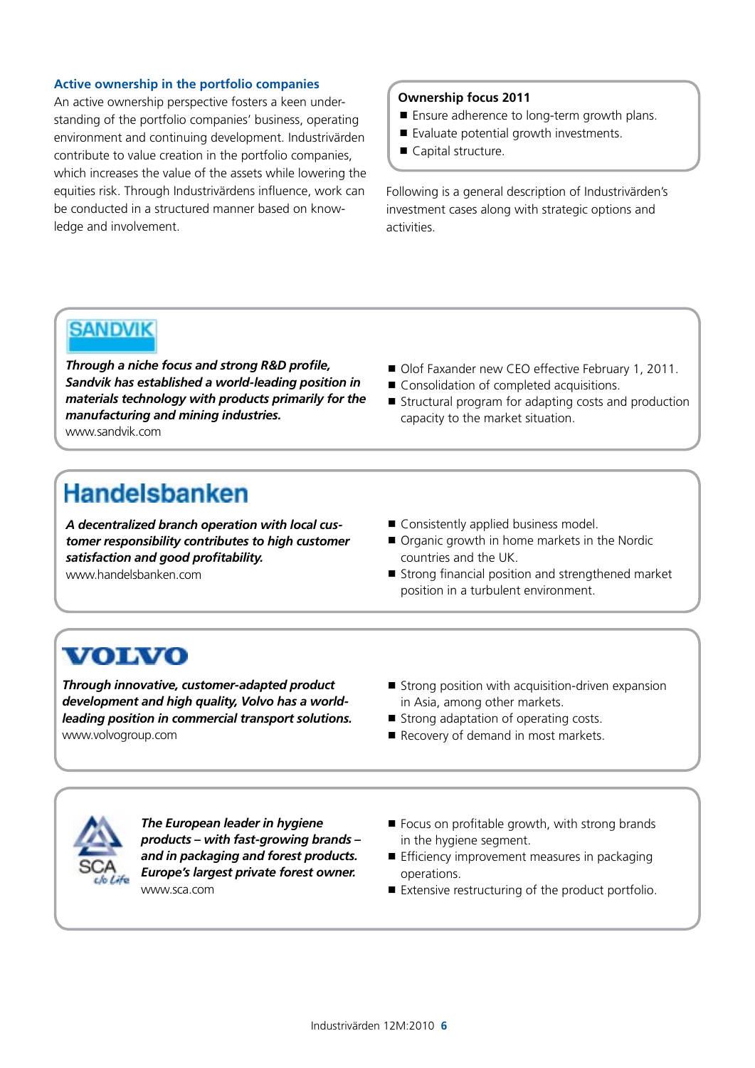## Active ownership in the portfolio companies

An active ownership perspective fosters a keen understanding of the portfolio companies' business, operating environment and continuing development. Industrivärden contribute to value creation in the portfolio companies, which increases the value of the assets while lowering the equities risk. Through Industrivärdens influence, work can be conducted in a structured manner based on knowledge and involvement.

**Ownership focus 2011**

- Ensure adherence to long-term growth plans.
- Evaluate potential growth investments.
- Capital structure.

Following is a general description of Industrivärden's investment cases along with strategic options and activities.

### SANDVIK

***Through a niche focus and strong R&D profile, Sandvik has established a world-leading position in materials technology with products primarily for the manufacturing and mining industries.***

www.sandvik.com

- Olof Faxander new CEO effective February 1, 2011.
- Consolidation of completed acquisitions.
- Structural program for adapting costs and production capacity to the market situation.

### Handelsbanken

***A decentralized branch operation with local customer responsibility contributes to high customer satisfaction and good profitability.***

www.handelsbanken.com

- Consistently applied business model.
- Organic growth in home markets in the Nordic countries and the UK.
- Strong financial position and strengthened market position in a turbulent environment.

### VOLVO

***Through innovative, customer-adapted product development and high quality, Volvo has a world-leading position in commercial transport solutions.***

www.volvogroup.com

- Strong position with acquisition-driven expansion in Asia, among other markets.
- Strong adaptation of operating costs.
- Recovery of demand in most markets.

### SCA

***The European leader in hygiene products – with fast-growing brands – and in packaging and forest products. Europe's largest private forest owner.***

www.sca.com

- Focus on profitable growth, with strong brands in the hygiene segment.
- Efficiency improvement measures in packaging operations.
- Extensive restructuring of the product portfolio.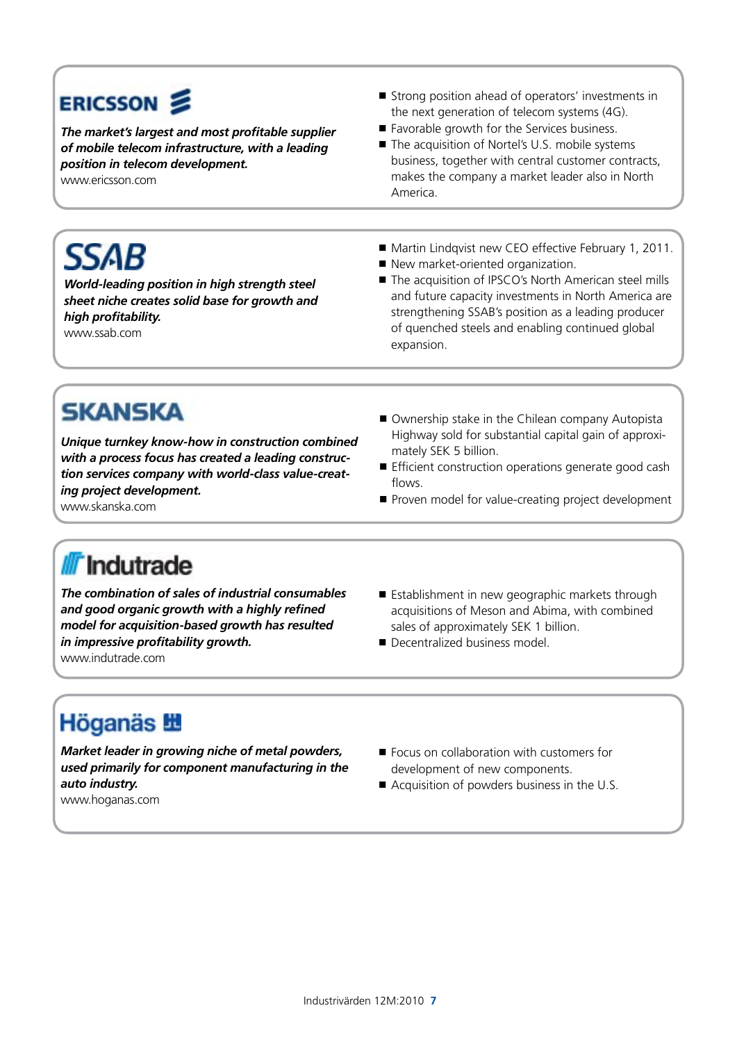## ERICSSON

***The market's largest and most profitable supplier of mobile telecom infrastructure, with a leading position in telecom development.***

www.ericsson.com

- Strong position ahead of operators' investments in the next generation of telecom systems (4G).
- Favorable growth for the Services business.
- The acquisition of Nortel's U.S. mobile systems business, together with central customer contracts, makes the company a market leader also in North America.

## SSAB

***World-leading position in high strength steel sheet niche creates solid base for growth and high profitability.***

www.ssab.com

- Martin Lindqvist new CEO effective February 1, 2011.
- New market-oriented organization.
- The acquisition of IPSCO's North American steel mills and future capacity investments in North America are strengthening SSAB's position as a leading producer of quenched steels and enabling continued global expansion.

## SKANSKA

***Unique turnkey know-how in construction combined with a process focus has created a leading construction services company with world-class value-creating project development.***

www.skanska.com

- Ownership stake in the Chilean company Autopista Highway sold for substantial capital gain of approximately SEK 5 billion.
- Efficient construction operations generate good cash flows.
- Proven model for value-creating project development

## Indutrade

***The combination of sales of industrial consumables and good organic growth with a highly refined model for acquisition-based growth has resulted in impressive profitability growth.***

www.indutrade.com

- Establishment in new geographic markets through acquisitions of Meson and Abima, with combined sales of approximately SEK 1 billion.
- Decentralized business model.

## Höganäs

***Market leader in growing niche of metal powders, used primarily for component manufacturing in the auto industry.***

www.hoganas.com

- Focus on collaboration with customers for development of new components.
- Acquisition of powders business in the U.S.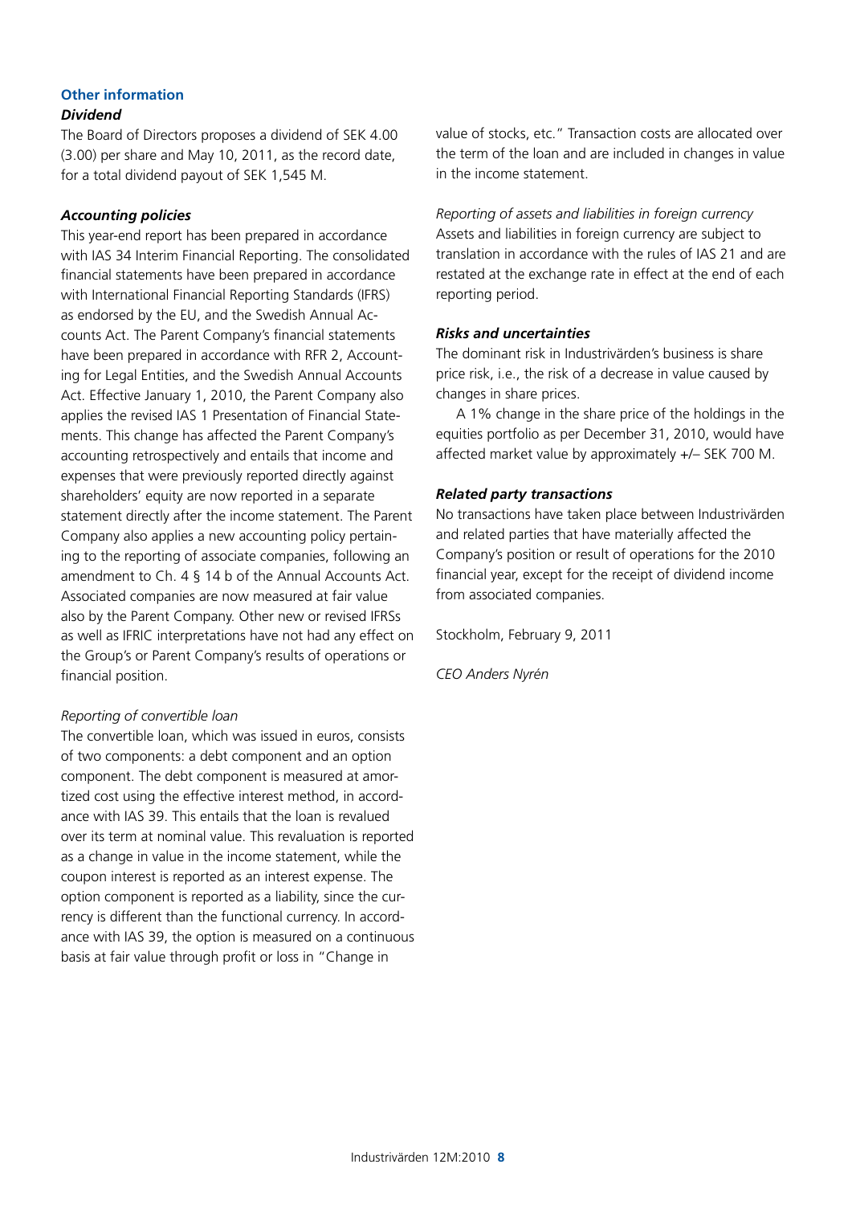## Other information

### *Dividend*

The Board of Directors proposes a dividend of SEK 4.00 (3.00) per share and May 10, 2011, as the record date, for a total dividend payout of SEK 1,545 M.

### *Accounting policies*

This year-end report has been prepared in accordance with IAS 34 Interim Financial Reporting. The consolidated financial statements have been prepared in accordance with International Financial Reporting Standards (IFRS) as endorsed by the EU, and the Swedish Annual Accounts Act. The Parent Company's financial statements have been prepared in accordance with RFR 2, Accounting for Legal Entities, and the Swedish Annual Accounts Act. Effective January 1, 2010, the Parent Company also applies the revised IAS 1 Presentation of Financial Statements. This change has affected the Parent Company's accounting retrospectively and entails that income and expenses that were previously reported directly against shareholders' equity are now reported in a separate statement directly after the income statement. The Parent Company also applies a new accounting policy pertaining to the reporting of associate companies, following an amendment to Ch. 4 § 14 b of the Annual Accounts Act. Associated companies are now measured at fair value also by the Parent Company. Other new or revised IFRSs as well as IFRIC interpretations have not had any effect on the Group's or Parent Company's results of operations or financial position.

*Reporting of convertible loan*

The convertible loan, which was issued in euros, consists of two components: a debt component and an option component. The debt component is measured at amortized cost using the effective interest method, in accordance with IAS 39. This entails that the loan is revalued over its term at nominal value. This revaluation is reported as a change in value in the income statement, while the coupon interest is reported as an interest expense. The option component is reported as a liability, since the currency is different than the functional currency. In accordance with IAS 39, the option is measured on a continuous basis at fair value through profit or loss in "Change in value of stocks, etc." Transaction costs are allocated over the term of the loan and are included in changes in value in the income statement.

*Reporting of assets and liabilities in foreign currency*

Assets and liabilities in foreign currency are subject to translation in accordance with the rules of IAS 21 and are restated at the exchange rate in effect at the end of each reporting period.

### *Risks and uncertainties*

The dominant risk in Industrivärden's business is share price risk, i.e., the risk of a decrease in value caused by changes in share prices.

A 1% change in the share price of the holdings in the equities portfolio as per December 31, 2010, would have affected market value by approximately +/– SEK 700 M.

### *Related party transactions*

No transactions have taken place between Industrivärden and related parties that have materially affected the Company's position or result of operations for the 2010 financial year, except for the receipt of dividend income from associated companies.

Stockholm, February 9, 2011

*CEO Anders Nyrén*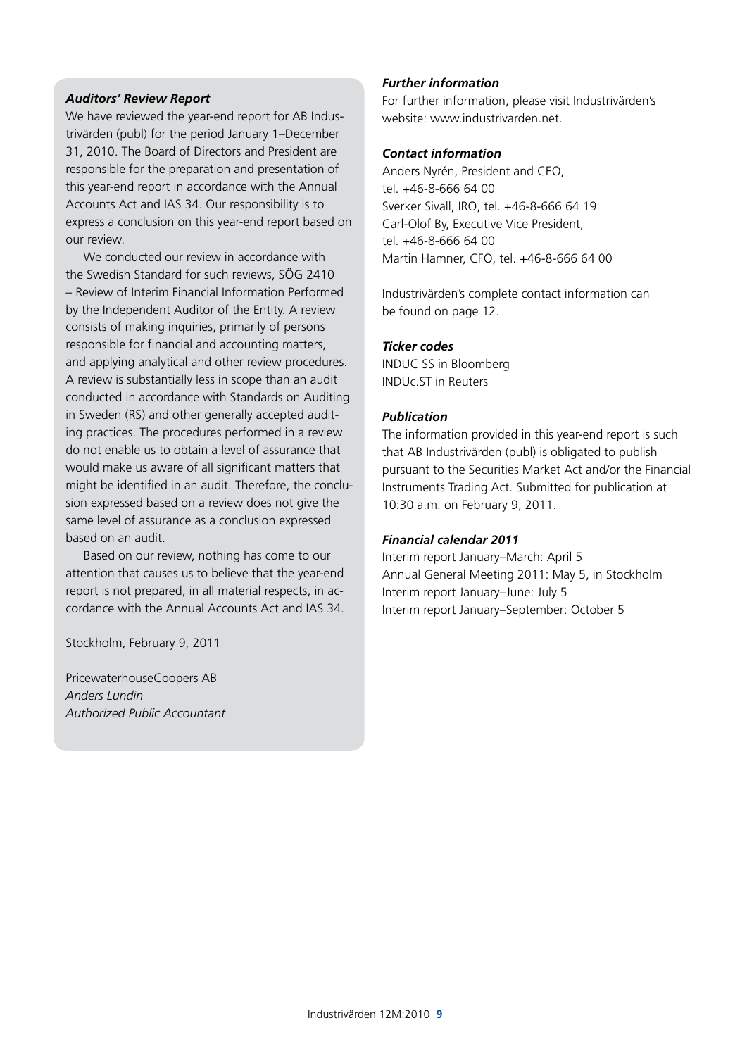### *Auditors' Review Report*

We have reviewed the year-end report for AB Industrivärden (publ) for the period January 1–December 31, 2010. The Board of Directors and President are responsible for the preparation and presentation of this year-end report in accordance with the Annual Accounts Act and IAS 34. Our responsibility is to express a conclusion on this year-end report based on our review.

We conducted our review in accordance with the Swedish Standard for such reviews, SÖG 2410 – Review of Interim Financial Information Performed by the Independent Auditor of the Entity. A review consists of making inquiries, primarily of persons responsible for financial and accounting matters, and applying analytical and other review procedures. A review is substantially less in scope than an audit conducted in accordance with Standards on Auditing in Sweden (RS) and other generally accepted auditing practices. The procedures performed in a review do not enable us to obtain a level of assurance that would make us aware of all significant matters that might be identified in an audit. Therefore, the conclusion expressed based on a review does not give the same level of assurance as a conclusion expressed based on an audit.

Based on our review, nothing has come to our attention that causes us to believe that the year-end report is not prepared, in all material respects, in accordance with the Annual Accounts Act and IAS 34.

Stockholm, February 9, 2011

PricewaterhouseCoopers AB
*Anders Lundin*
*Authorized Public Accountant*

### *Further information*

For further information, please visit Industrivärden's website: www.industrivarden.net.

### *Contact information*

Anders Nyrén, President and CEO,
tel. +46-8-666 64 00
Sverker Sivall, IRO, tel. +46-8-666 64 19
Carl-Olof By, Executive Vice President,
tel. +46-8-666 64 00
Martin Hamner, CFO, tel. +46-8-666 64 00

Industrivärden's complete contact information can be found on page 12.

### *Ticker codes*

INDUC SS in Bloomberg
INDUc.ST in Reuters

### *Publication*

The information provided in this year-end report is such that AB Industrivärden (publ) is obligated to publish pursuant to the Securities Market Act and/or the Financial Instruments Trading Act. Submitted for publication at 10:30 a.m. on February 9, 2011.

### *Financial calendar 2011*

Interim report January–March: April 5
Annual General Meeting 2011: May 5, in Stockholm
Interim report January–June: July 5
Interim report January–September: October 5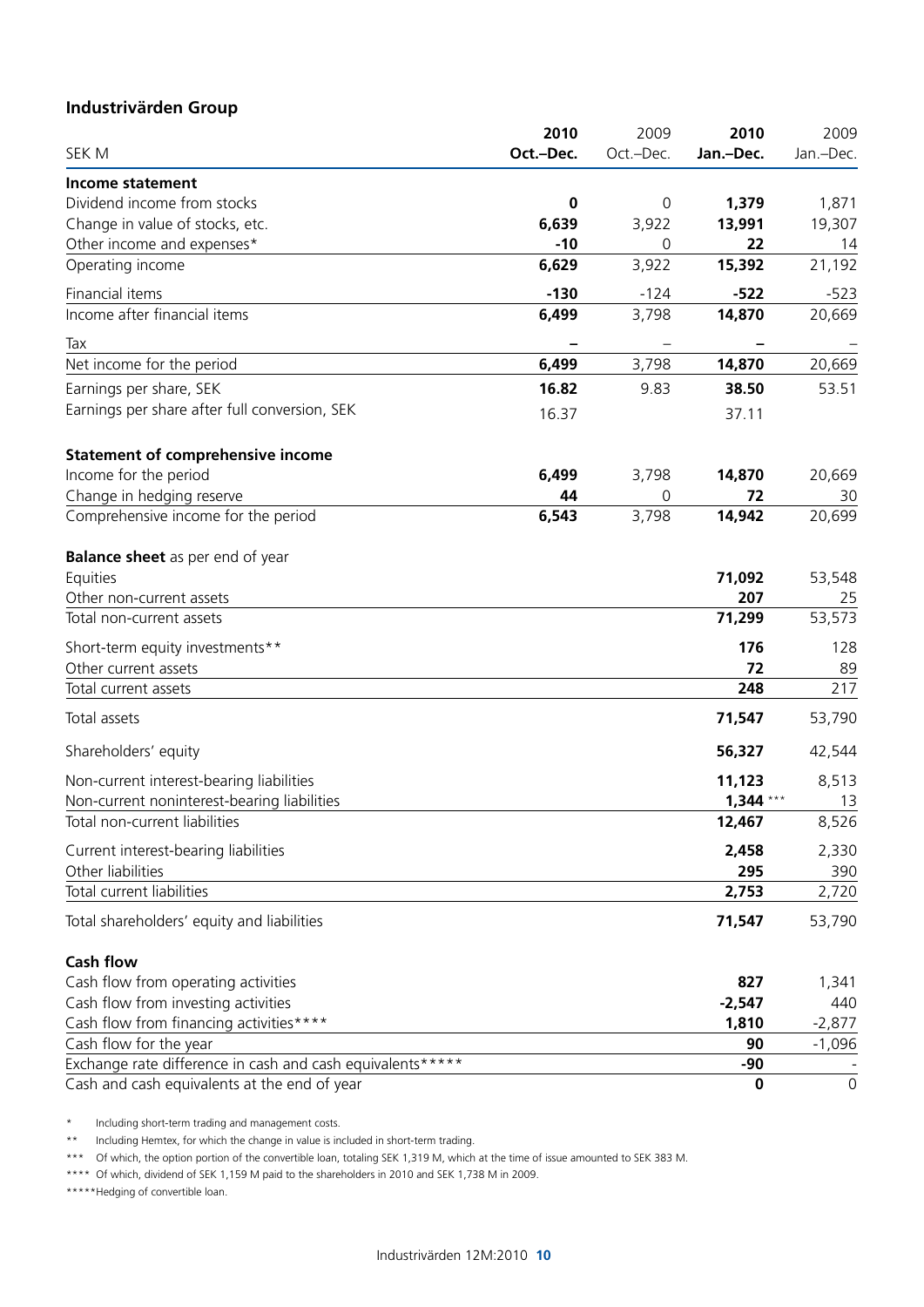## Industrivärden Group

| SEK M | 2010 Oct.–Dec. | 2009 Oct.–Dec. | 2010 Jan.–Dec. | 2009 Jan.–Dec. |
|---|---|---|---|---|
| **Income statement** | | | | |
| Dividend income from stocks | **0** | 0 | **1,379** | 1,871 |
| Change in value of stocks, etc. | **6,639** | 3,922 | **13,991** | 19,307 |
| Other income and expenses* | **-10** | 0 | **22** | 14 |
| Operating income | **6,629** | 3,922 | **15,392** | 21,192 |
| Financial items | **-130** | -124 | **-522** | -523 |
| Income after financial items | **6,499** | 3,798 | **14,870** | 20,669 |
| Tax | **–** | – | **–** | – |
| Net income for the period | **6,499** | 3,798 | **14,870** | 20,669 |
| Earnings per share, SEK | **16.82** | 9.83 | **38.50** | 53.51 |
| Earnings per share after full conversion, SEK | 16.37 | | 37.11 | |
| **Statement of comprehensive income** | | | | |
| Income for the period | **6,499** | 3,798 | **14,870** | 20,669 |
| Change in hedging reserve | **44** | 0 | **72** | 30 |
| Comprehensive income for the period | **6,543** | 3,798 | **14,942** | 20,699 |
| **Balance sheet** as per end of year | | | | |
| Equities | | | **71,092** | 53,548 |
| Other non-current assets | | | **207** | 25 |
| Total non-current assets | | | **71,299** | 53,573 |
| Short-term equity investments** | | | **176** | 128 |
| Other current assets | | | **72** | 89 |
| Total current assets | | | **248** | 217 |
| Total assets | | | **71,547** | 53,790 |
| Shareholders' equity | | | **56,327** | 42,544 |
| Non-current interest-bearing liabilities | | | **11,123** | 8,513 |
| Non-current noninterest-bearing liabilities | | | **1,344** *** | 13 |
| Total non-current liabilities | | | **12,467** | 8,526 |
| Current interest-bearing liabilities | | | **2,458** | 2,330 |
| Other liabilities | | | **295** | 390 |
| Total current liabilities | | | **2,753** | 2,720 |
| Total shareholders' equity and liabilities | | | **71,547** | 53,790 |
| **Cash flow** | | | | |
| Cash flow from operating activities | | | **827** | 1,341 |
| Cash flow from investing activities | | | **-2,547** | 440 |
| Cash flow from financing activities**** | | | **1,810** | -2,877 |
| Cash flow for the year | | | **90** | -1,096 |
| Exchange rate difference in cash and cash equivalents***** | | | **-90** | - |
| Cash and cash equivalents at the end of year | | | **0** | 0 |

\* Including short-term trading and management costs.

** Including Hemtex, for which the change in value is included in short-term trading.

*** Of which, the option portion of the convertible loan, totaling SEK 1,319 M, which at the time of issue amounted to SEK 383 M.

**** Of which, dividend of SEK 1,159 M paid to the shareholders in 2010 and SEK 1,738 M in 2009.

*****Hedging of convertible loan.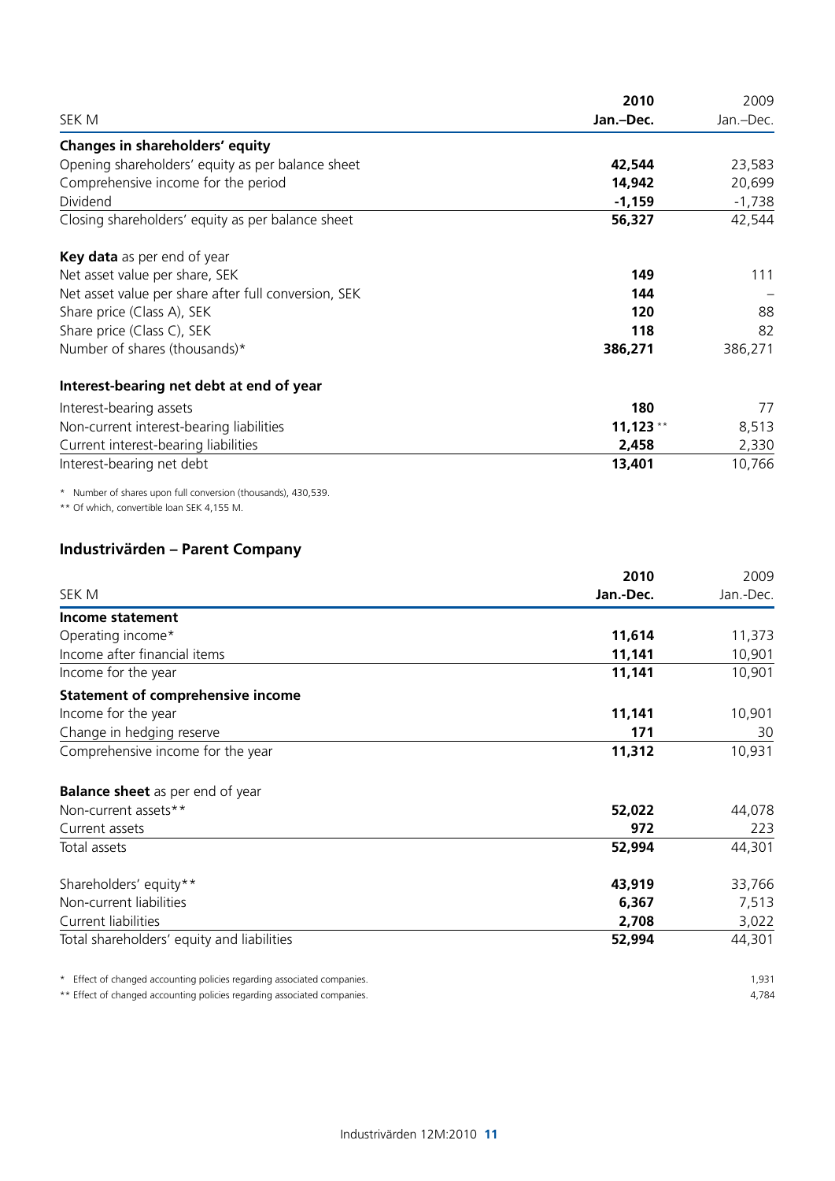| SEK M | 2010<br>Jan.–Dec. | 2009<br>Jan.–Dec. |
|---|---|---|
| **Changes in shareholders' equity** | | |
| Opening shareholders' equity as per balance sheet | **42,544** | 23,583 |
| Comprehensive income for the period | **14,942** | 20,699 |
| Dividend | **-1,159** | -1,738 |
| Closing shareholders' equity as per balance sheet | **56,327** | 42,544 |
| | | |
| **Key data** as per end of year | | |
| Net asset value per share, SEK | **149** | 111 |
| Net asset value per share after full conversion, SEK | **144** | – |
| Share price (Class A), SEK | **120** | 88 |
| Share price (Class C), SEK | **118** | 82 |
| Number of shares (thousands)* | **386,271** | 386,271 |
| | | |
| **Interest-bearing net debt at end of year** | | |
| Interest-bearing assets | **180** | 77 |
| Non-current interest-bearing liabilities | **11,123** ** | 8,513 |
| Current interest-bearing liabilities | **2,458** | 2,330 |
| Interest-bearing net debt | **13,401** | 10,766 |

\* Number of shares upon full conversion (thousands), 430,539.

** Of which, convertible loan SEK 4,155 M.

## Industrivärden – Parent Company

| SEK M | 2010<br>Jan.-Dec. | 2009<br>Jan.-Dec. |
|---|---|---|
| **Income statement** | | |
| Operating income* | **11,614** | 11,373 |
| Income after financial items | **11,141** | 10,901 |
| Income for the year | **11,141** | 10,901 |
| **Statement of comprehensive income** | | |
| Income for the year | **11,141** | 10,901 |
| Change in hedging reserve | **171** | 30 |
| Comprehensive income for the year | **11,312** | 10,931 |
| | | |
| **Balance sheet** as per end of year | | |
| Non-current assets** | **52,022** | 44,078 |
| Current assets | **972** | 223 |
| Total assets | **52,994** | 44,301 |
| | | |
| Shareholders' equity** | **43,919** | 33,766 |
| Non-current liabilities | **6,367** | 7,513 |
| Current liabilities | **2,708** | 3,022 |
| Total shareholders' equity and liabilities | **52,994** | 44,301 |

| | | |
|---|---|---|
| * Effect of changed accounting policies regarding associated companies. | | 1,931 |
| ** Effect of changed accounting policies regarding associated companies. | | 4,784 |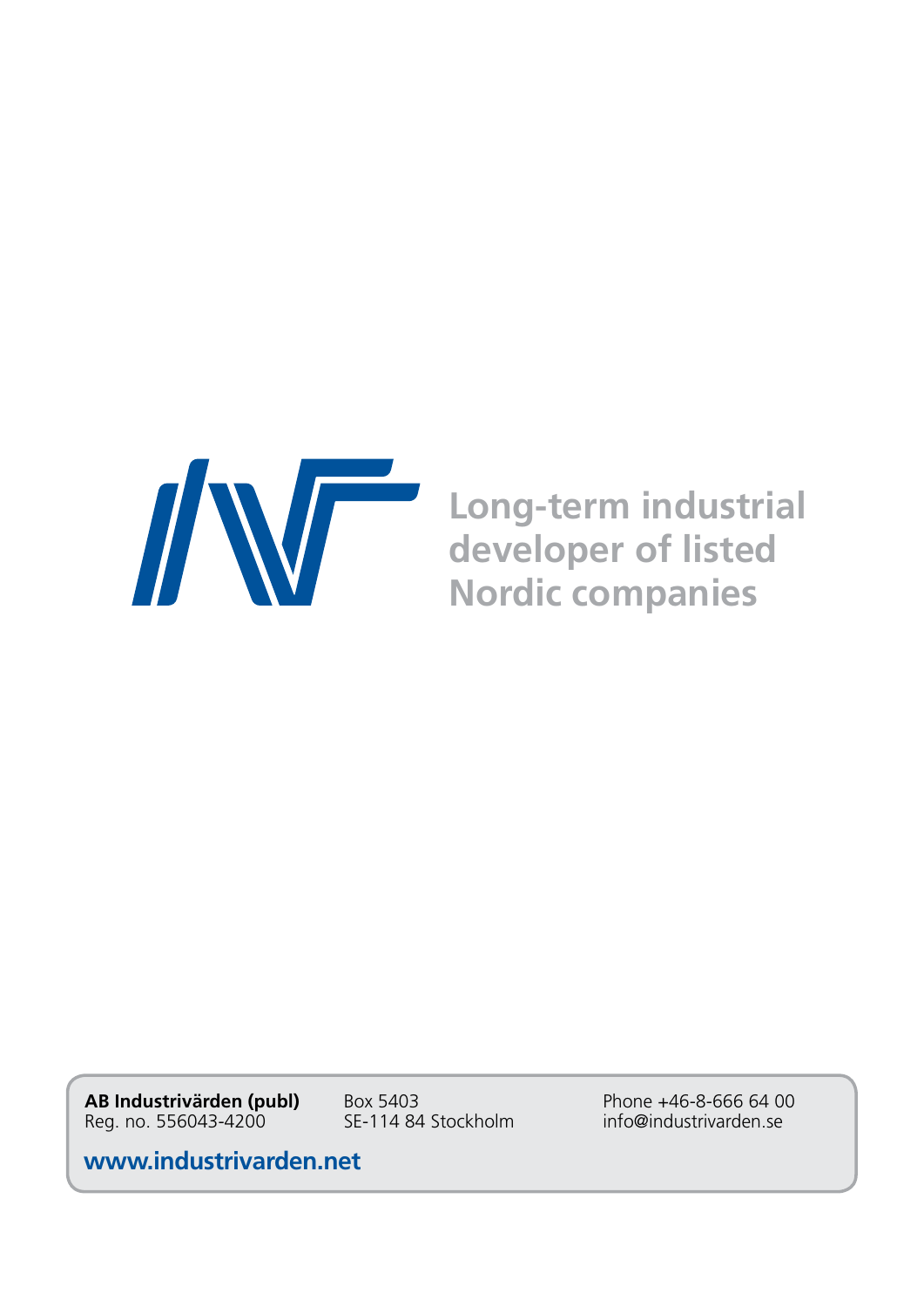Long-term industrial developer of listed Nordic companies

**AB Industrivärden (publ)**
Reg. no. 556043-4200

Box 5403
SE-114 84 Stockholm

Phone +46-8-666 64 00
info@industrivarden.se

**www.industrivarden.net**